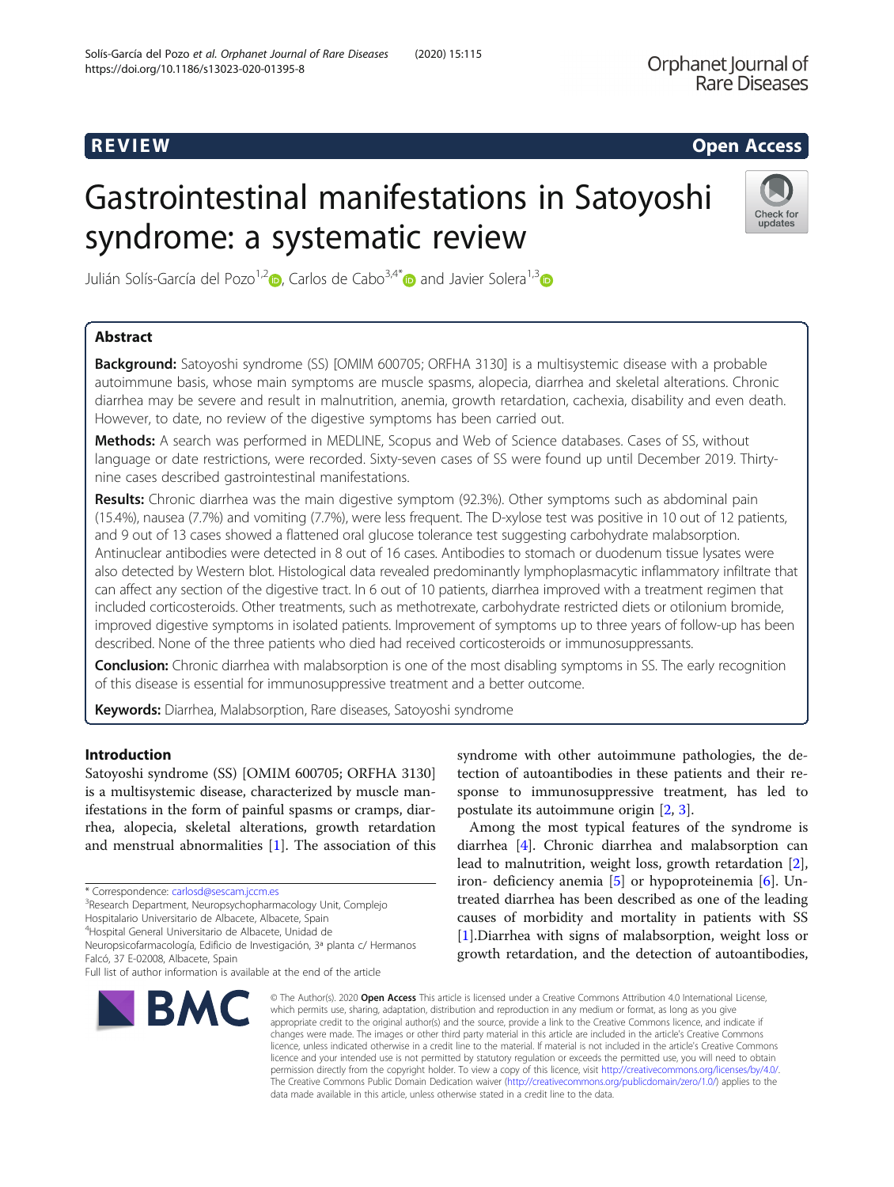REVIEW

Open Access

# Gastrointestinal manifestations in Satoyoshi syndrome: a systematic review

Julián Solís-García del Pozo[1,2], Carlos de Cabo[3,4*] and Javier Solera[1,3]

## Abstract

**Background:** Satoyoshi syndrome (SS) [OMIM 600705; ORFHA 3130] is a multisystemic disease with a probable autoimmune basis, whose main symptoms are muscle spasms, alopecia, diarrhea and skeletal alterations. Chronic diarrhea may be severe and result in malnutrition, anemia, growth retardation, cachexia, disability and even death. However, to date, no review of the digestive symptoms has been carried out.

**Methods:** A search was performed in MEDLINE, Scopus and Web of Science databases. Cases of SS, without language or date restrictions, were recorded. Sixty-seven cases of SS were found up until December 2019. Thirty-nine cases described gastrointestinal manifestations.

**Results:** Chronic diarrhea was the main digestive symptom (92.3%). Other symptoms such as abdominal pain (15.4%), nausea (7.7%) and vomiting (7.7%), were less frequent. The D-xylose test was positive in 10 out of 12 patients, and 9 out of 13 cases showed a flattened oral glucose tolerance test suggesting carbohydrate malabsorption. Antinuclear antibodies were detected in 8 out of 16 cases. Antibodies to stomach or duodenum tissue lysates were also detected by Western blot. Histological data revealed predominantly lymphoplasmacytic inflammatory infiltrate that can affect any section of the digestive tract. In 6 out of 10 patients, diarrhea improved with a treatment regimen that included corticosteroids. Other treatments, such as methotrexate, carbohydrate restricted diets or otilonium bromide, improved digestive symptoms in isolated patients. Improvement of symptoms up to three years of follow-up has been described. None of the three patients who died had received corticosteroids or immunosuppressants.

**Conclusion:** Chronic diarrhea with malabsorption is one of the most disabling symptoms in SS. The early recognition of this disease is essential for immunosuppressive treatment and a better outcome.

**Keywords:** Diarrhea, Malabsorption, Rare diseases, Satoyoshi syndrome

## Introduction

Satoyoshi syndrome (SS) [OMIM 600705; ORFHA 3130] is a multisystemic disease, characterized by muscle manifestations in the form of painful spasms or cramps, diarrhea, alopecia, skeletal alterations, growth retardation and menstrual abnormalities [1]. The association of this syndrome with other autoimmune pathologies, the detection of autoantibodies in these patients and their response to immunosuppressive treatment, has led to postulate its autoimmune origin [2, 3].

Among the most typical features of the syndrome is diarrhea [4]. Chronic diarrhea and malabsorption can lead to malnutrition, weight loss, growth retardation [2], iron- deficiency anemia [5] or hypoproteinemia [6]. Untreated diarrhea has been described as one of the leading causes of morbidity and mortality in patients with SS [1].Diarrhea with signs of malabsorption, weight loss or growth retardation, and the detection of autoantibodies,

\* Correspondence: carlosd@sescam.jccm.es
[3]Research Department, Neuropsychopharmacology Unit, Complejo Hospitalario Universitario de Albacete, Albacete, Spain
[4]Hospital General Universitario de Albacete, Unidad de Neuropsicofarmacología, Edificio de Investigación, 3ª planta c/ Hermanos Falcó, 37 E-02008, Albacete, Spain
Full list of author information is available at the end of the article

© The Author(s). 2020 **Open Access** This article is licensed under a Creative Commons Attribution 4.0 International License, which permits use, sharing, adaptation, distribution and reproduction in any medium or format, as long as you give appropriate credit to the original author(s) and the source, provide a link to the Creative Commons licence, and indicate if changes were made. The images or other third party material in this article are included in the article's Creative Commons licence, unless indicated otherwise in a credit line to the material. If material is not included in the article's Creative Commons licence and your intended use is not permitted by statutory regulation or exceeds the permitted use, you will need to obtain permission directly from the copyright holder. To view a copy of this licence, visit http://creativecommons.org/licenses/by/4.0/. The Creative Commons Public Domain Dedication waiver (http://creativecommons.org/publicdomain/zero/1.0/) applies to the data made available in this article, unless otherwise stated in a credit line to the data.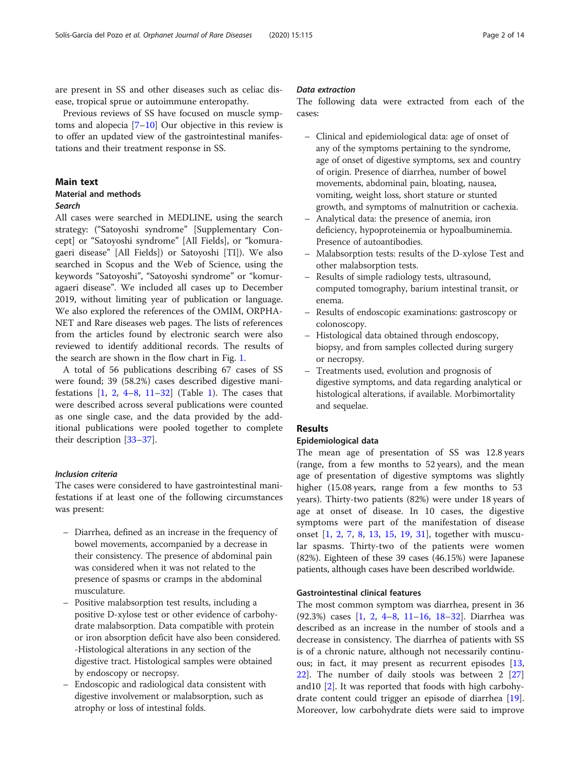are present in SS and other diseases such as celiac disease, tropical sprue or autoimmune enteropathy.

Previous reviews of SS have focused on muscle symptoms and alopecia [7–10] Our objective in this review is to offer an updated view of the gastrointestinal manifestations and their treatment response in SS.

## Main text

### Material and methods

#### *Search*

All cases were searched in MEDLINE, using the search strategy: ("Satoyoshi syndrome" [Supplementary Concept] or "Satoyoshi syndrome" [All Fields], or "komuragaeri disease" [All Fields]) or Satoyoshi [TI]). We also searched in Scopus and the Web of Science, using the keywords "Satoyoshi", "Satoyoshi syndrome" or "komuragaeri disease". We included all cases up to December 2019, without limiting year of publication or language. We also explored the references of the OMIM, ORPHANET and Rare diseases web pages. The lists of references from the articles found by electronic search were also reviewed to identify additional records. The results of the search are shown in the flow chart in Fig. 1.

A total of 56 publications describing 67 cases of SS were found; 39 (58.2%) cases described digestive manifestations [1, 2, 4–8, 11–32] (Table 1). The cases that were described across several publications were counted as one single case, and the data provided by the additional publications were pooled together to complete their description [33–37].

#### *Inclusion criteria*

The cases were considered to have gastrointestinal manifestations if at least one of the following circumstances was present:

- Diarrhea, defined as an increase in the frequency of bowel movements, accompanied by a decrease in their consistency. The presence of abdominal pain was considered when it was not related to the presence of spasms or cramps in the abdominal musculature.
- Positive malabsorption test results, including a positive D-xylose test or other evidence of carbohydrate malabsorption. Data compatible with protein or iron absorption deficit have also been considered. -Histological alterations in any section of the digestive tract. Histological samples were obtained by endoscopy or necropsy.
- Endoscopic and radiological data consistent with digestive involvement or malabsorption, such as atrophy or loss of intestinal folds.

#### *Data extraction*

The following data were extracted from each of the cases:

- Clinical and epidemiological data: age of onset of any of the symptoms pertaining to the syndrome, age of onset of digestive symptoms, sex and country of origin. Presence of diarrhea, number of bowel movements, abdominal pain, bloating, nausea, vomiting, weight loss, short stature or stunted growth, and symptoms of malnutrition or cachexia.
- Analytical data: the presence of anemia, iron deficiency, hypoproteinemia or hypoalbuminemia. Presence of autoantibodies.
- Malabsorption tests: results of the D-xylose Test and other malabsorption tests.
- Results of simple radiology tests, ultrasound, computed tomography, barium intestinal transit, or enema.
- Results of endoscopic examinations: gastroscopy or colonoscopy.
- Histological data obtained through endoscopy, biopsy, and from samples collected during surgery or necropsy.
- Treatments used, evolution and prognosis of digestive symptoms, and data regarding analytical or histological alterations, if available. Morbimortality and sequelae.

### Results

#### *Epidemiological data*

The mean age of presentation of SS was 12.8 years (range, from a few months to 52 years), and the mean age of presentation of digestive symptoms was slightly higher (15.08 years, range from a few months to 53 years). Thirty-two patients (82%) were under 18 years of age at onset of disease. In 10 cases, the digestive symptoms were part of the manifestation of disease onset [1, 2, 7, 8, 13, 15, 19, 31], together with muscular spasms. Thirty-two of the patients were women (82%). Eighteen of these 39 cases (46.15%) were Japanese patients, although cases have been described worldwide.

#### Gastrointestinal clinical features

The most common symptom was diarrhea, present in 36 (92.3%) cases [1, 2, 4–8, 11–16, 18–32]. Diarrhea was described as an increase in the number of stools and a decrease in consistency. The diarrhea of patients with SS is of a chronic nature, although not necessarily continuous; in fact, it may present as recurrent episodes [13, 22]. The number of daily stools was between 2 [27] and10 [2]. It was reported that foods with high carbohydrate content could trigger an episode of diarrhea [19]. Moreover, low carbohydrate diets were said to improve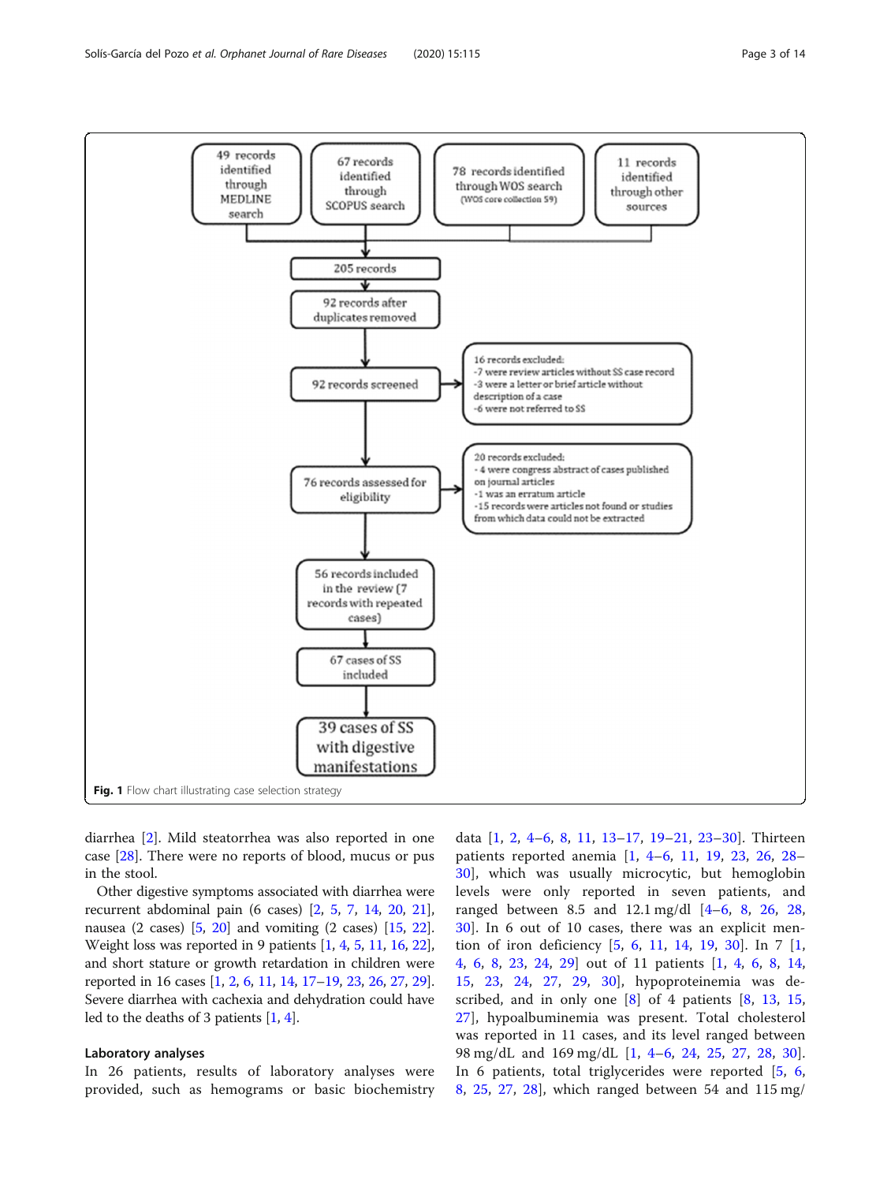49 records identified through MEDLINE search

67 records identified through SCOPUS search

78 records identified through WOS search (WOS core collection 59)

11 records identified through other sources

205 records

92 records after duplicates removed

92 records screened

16 records excluded:
- 7 were review articles without SS case record
- 3 were a letter or brief article without description of a case
- 6 were not referred to SS

76 records assessed for eligibility

20 records excluded:
- 4 were congress abstract of cases published on journal articles
- 1 was an erratum article
- 15 records were articles not found or studies from which data could not be extracted

56 records included in the review (7 records with repeated cases)

67 cases of SS included

39 cases of SS with digestive manifestations

**Fig. 1** Flow chart illustrating case selection strategy

diarrhea [2]. Mild steatorrhea was also reported in one case [28]. There were no reports of blood, mucus or pus in the stool.

Other digestive symptoms associated with diarrhea were recurrent abdominal pain (6 cases) [2, 5, 7, 14, 20, 21], nausea (2 cases) [5, 20] and vomiting (2 cases) [15, 22]. Weight loss was reported in 9 patients [1, 4, 5, 11, 16, 22], and short stature or growth retardation in children were reported in 16 cases [1, 2, 6, 11, 14, 17–19, 23, 26, 27, 29]. Severe diarrhea with cachexia and dehydration could have led to the deaths of 3 patients [1, 4].

### Laboratory analyses

In 26 patients, results of laboratory analyses were provided, such as hemograms or basic biochemistry data [1, 2, 4–6, 8, 11, 13–17, 19–21, 23–30]. Thirteen patients reported anemia [1, 4–6, 11, 19, 23, 26, 28–30], which was usually microcytic, but hemoglobin levels were only reported in seven patients, and ranged between 8.5 and 12.1 mg/dl [4–6, 8, 26, 28, 30]. In 6 out of 10 cases, there was an explicit mention of iron deficiency [5, 6, 11, 14, 19, 30]. In 7 [1, 4, 6, 8, 23, 24, 29] out of 11 patients [1, 4, 6, 8, 14, 15, 23, 24, 27, 29, 30], hypoproteinemia was described, and in only one [8] of 4 patients [8, 13, 15, 27], hypoalbuminemia was present. Total cholesterol was reported in 11 cases, and its level ranged between 98 mg/dL and 169 mg/dL [1, 4–6, 24, 25, 27, 28, 30]. In 6 patients, total triglycerides were reported [5, 6, 8, 25, 27, 28], which ranged between 54 and 115 mg/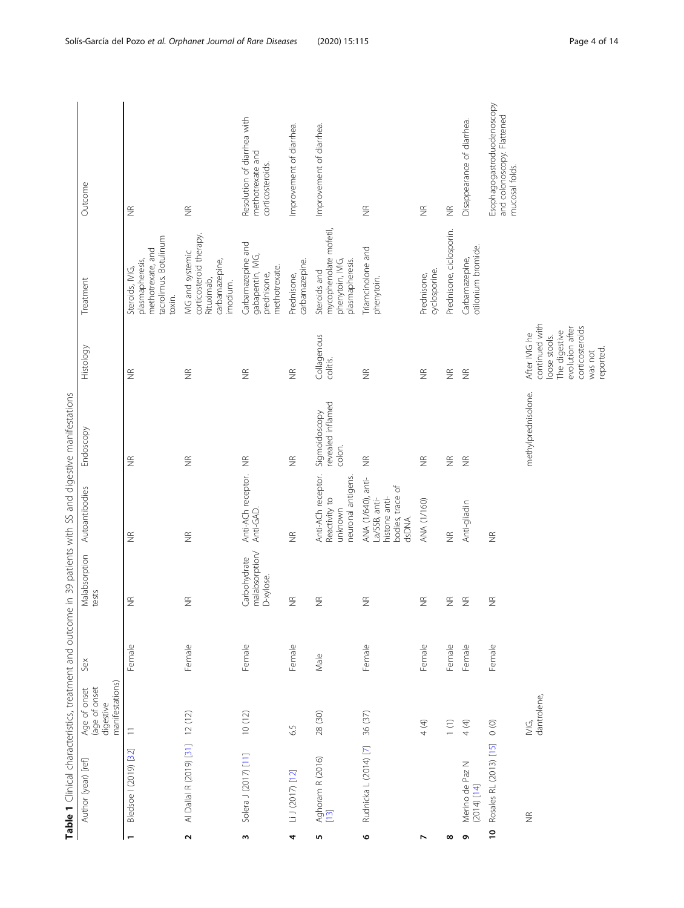**Table 1** Clinical characteristics, treatment and outcome in 39 patients with SS and digestive manifestations

| | Author (year) [ref] | Age of onset (age of onset digestive manifestations) | Sex | Malabsorption tests | Autoantibodies | Endoscopy | Histology | Treatment | Outcome |
|---|---|---|---|---|---|---|---|---|---|
| **1** | Bledsoe I (2019) [32] | 11 | Female | NR | NR | NR | NR | Steroids, IVIG, plasmapheresis, methotrexate, and tacrolimus. Botulinum toxin. | NR |
| **2** | Al Dallal R (2019) [31] | 12 (12) | Female | NR | NR | NR | NR | IVIG and systemic corticosteroid therapy. Rituximab, carbamazepine, imodium. | NR |
| **3** | Solera J (2017) [11] | 10 (12) | Female | Carbohydrate malabsorption/ D-xylose. | Anti-ACh receptor. Anti-GAD. | NR | NR | Carbamazepine and gabapentin, IVIG, prednisone, methotrexate. | Resolution of diarrhea with methotrexate and corticosteroids. |
| **4** | Li J (2017) [12] | 6.5 | Female | NR | NR | NR | NR | Prednisone, carbamazepine. | Improvement of diarrhea. |
| **5** | Aghoram R (2016) [13] | 28 (30) | Male | NR | Anti-ACh receptor. Reactivity to unknown neuronal antigens. | Sigmoidoscopy revealed inflamed colon. | Collagenous colitis. | Steroids and mycophenolate mofetil, phenytoin, IVIG, plasmapheresis. | Improvement of diarrhea. |
| **6** | Rudnicka L (2014) [7] | 36 (37) | Female | NR | ANA (1/640), anti-La/SSB, anti-histone anti-bodies, trace of dsDNA. | NR | NR | Triamcinolone and phenytoin. | NR |
| **7** | | 4 (4) | Female | NR | ANA (1/160) | NR | NR | Prednisone, cyclosporine. | NR |
| **8** | | 1 (1) | Female | NR | NR | NR | NR | Prednisone, ciclosporin. | NR |
| **9** | Merino de Paz N (2014) [14] | 4 (4) | Female | NR | Anti-gliadin | NR | NR | Carbamazepine, otilonium bromide. | Disappearance of diarrhea. |
| **10** | Rosales RL (2013) [15] | 0 (0) | Female | NR | NR | | | | Esophagogastroduodenoscopy and colonoscopy. Flattened mucosal folds. |
| | NR | IVIG, dantrolene, | | | | methylprednisolone. | After IVIG he continued with loose stools. The digestive evolution after corticosteroids was not reported. | | |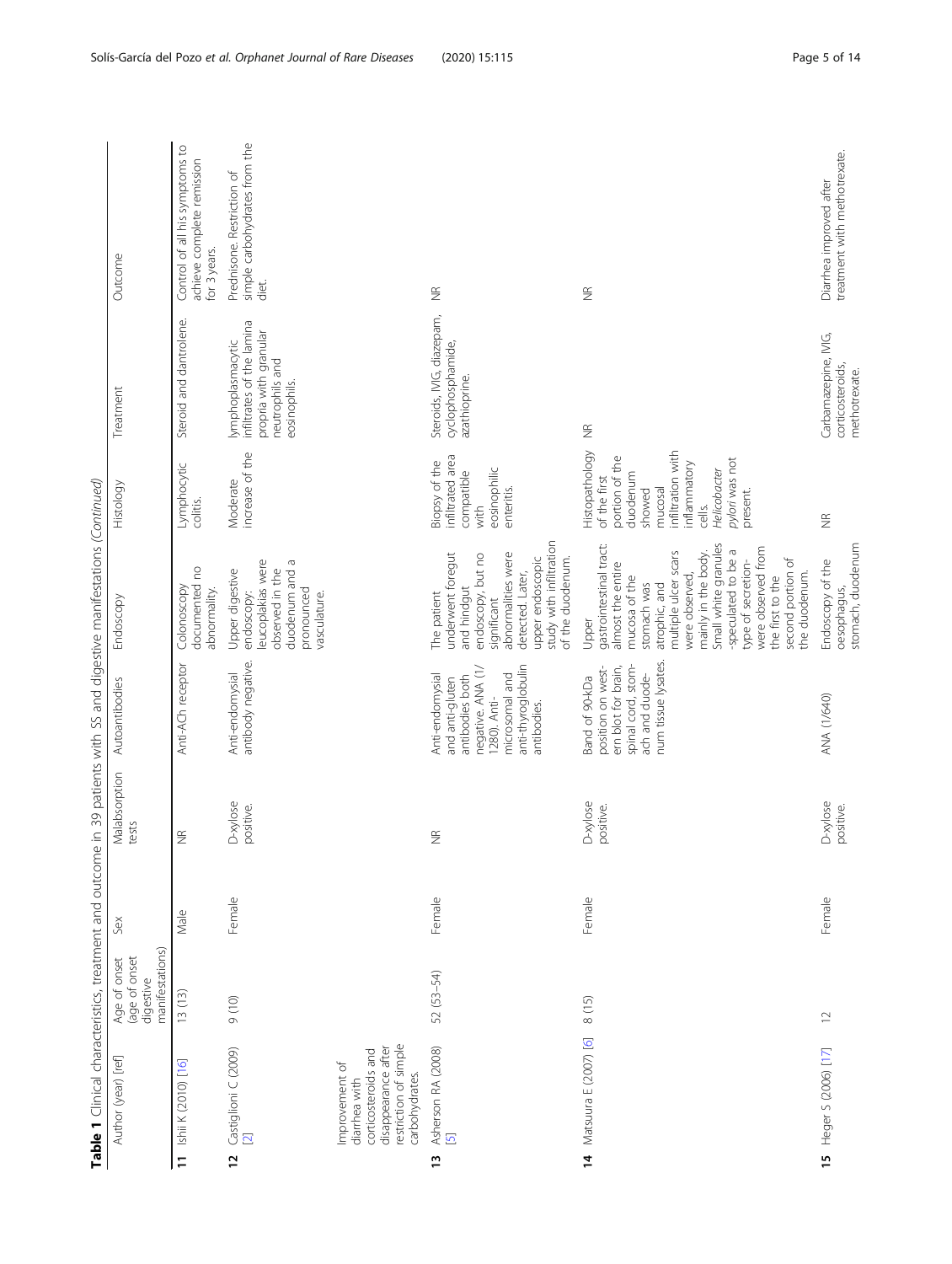**Table 1** Clinical characteristics, treatment and outcome in 39 patients with SS and digestive manifestations *(Continued)*

| | Author (year) [ref] | Age of onset (age of onset digestive manifestations) | Sex | Malabsorption tests | Autoantibodies | Endoscopy | Histology | Treatment | Outcome |
|---|---|---|---|---|---|---|---|---|---|
| **11** | Ishii K (2010) [16] | 13 (13) | Male | NR | Anti-ACh receptor | Colonoscopy documented no abnormality. | Lymphocytic colitis. | Steroid and dantrolene. | Control of all his symptoms to achieve complete remission for 3 years. |
| **12** | Castiglioni C (2009) [2] | 9 (10) | Female | D-xylose positive. | Anti-endomysial antibody negative. | Upper digestive endoscopy: leucoplakias were observed in the duodenum and a pronounced vasculature. | Moderate increase of the lymphoplasmacytic infiltrates of the lamina propria with granular neutrophils and eosinophils. | Prednisone. Restriction of simple carbohydrates from the diet. | Improvement of diarrhea with corticosteroids and disappearance after restriction of simple carbohydrates. |
| **13** | Asherson RA (2008) [5] | 52 (53–54) | Female | NR | Anti-endomysial and anti-gluten antibodies both negative. ANA (1/1280). Anti-microsomal and anti-thyroglobulin antibodies. | The patient underwent foregut and hindgut endoscopy, but no significant abnormalities were detected. Later, upper endoscopic study with infiltration of the duodenum. | Biopsy of the infiltrated area compatible with eosinophilic enteritis. | Steroids, IVIG, diazepam, cyclophosphamide, azathioprine. | NR |
| **14** | Matsuura E (2007) [6] | 8 (15) | Female | D-xylose positive. | Band of 90-kDa position on western blot for brain, spinal cord, stomach and duodenum tissue lysates. | Upper gastrointestinal tract: almost the entire mucosa of the stomach was atrophic, and multiple ulcer scars were observed, mainly in the body. Small white granules -speculated to be a type of secretion- were observed from the first to the second portion of the duodenum. | Histopathology of the first portion of the duodenum showed mucosal infiltration with inflammatory cells. *Helicobacter pylori* was not present. | NR | NR |
| **15** | Heger S (2006) [17] | 12 | Female | D-xylose positive. | ANA (1/640) | Endoscopy of the oesophagus, stomach, duodenum | NR | Carbamazepine, IVIG, corticosteroids, methotrexate. | Diarrhea improved after treatment with methotrexate. |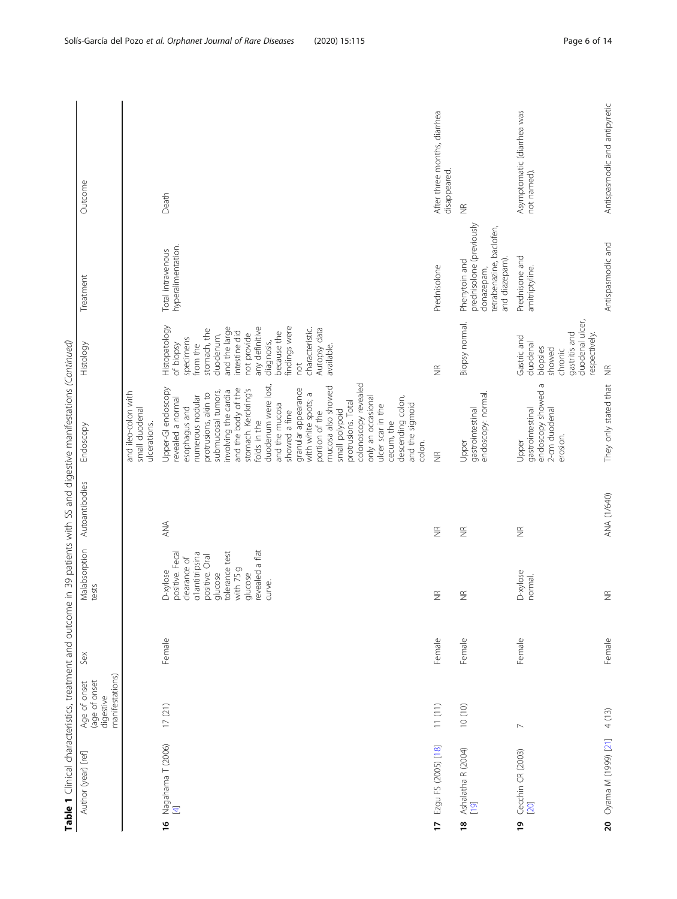**Table 1** Clinical characteristics, treatment and outcome in 39 patients with SS and digestive manifestations *(Continued)*

| | Author (year) [ref] | Age of onset (age of onset digestive manifestations) | Sex | Malabsorption tests | Autoantibodies | Endoscopy | Histology | Treatment | Outcome |
|---|---|---|---|---|---|---|---|---|---|
| | | | | | | and ileo-colon with small duodenal ulcerations. | | | |
| **16** | Nagahama T (2006) [4] | 17 (21) | Female | D-xylose positive. Fecal clearance of α1antitripsina positive. Oral glucose tolerance test with 75 g glucose revealed a flat curve. | ANA | Upper-GI endoscopy revealed a normal esophagus and numerous nodular protrusions, akin to submucosal tumors, involving the cardia and the body of the stomach. Kerckring's folds in the duodenum were lost, and the mucosa showed a fine granular appearance with white spots; a portion of the mucosa also showed small polypoid protrusions. Total colonoscopy revealed only an occasional ulcer scar in the cecum, the descending colon, and the sigmoid colon. | Histopatology of biopsy specimens from the stomach, the duodenum, and the large intestine did not provide any definitive diagnosis, because the findings were not characteristic. Autopsy data available. | Total intravenous hyperalimentation. | Death |
| **17** | Ezgu FS (2005) [18] | 11 (11) | Female | NR | NR | NR | NR | Prednisolone | After three months, diarrhea disappeared. |
| **18** | Ashalatha R (2004) [19] | 10 (10) | Female | NR | NR | Upper gastrointestinal endoscopy: normal. | Biopsy normal. | Phenytoin and prednisolone (previously clonazepam, tetrabenazine, baclofen, and diazepam). | NR |
| **19** | Cecchin CR (2003) [20] | 7 | Female | D-xylose normal. | NR | Upper gastrointestinal endoscopy showed a 2-cm duodenal erosion. | Gastric and duodenal biopsies showed chronic gastritis and duodenal ulcer, respectively. | Prednisone and amitriptyline. | Asymptomatic (diarrhea was not named). |
| **20** | Oyama M (1999) [21] | 4 (13) | Female | NR | ANA (1/640) | They only stated that | NR | Antispasmodic and | Antispasmodic and antipyretic |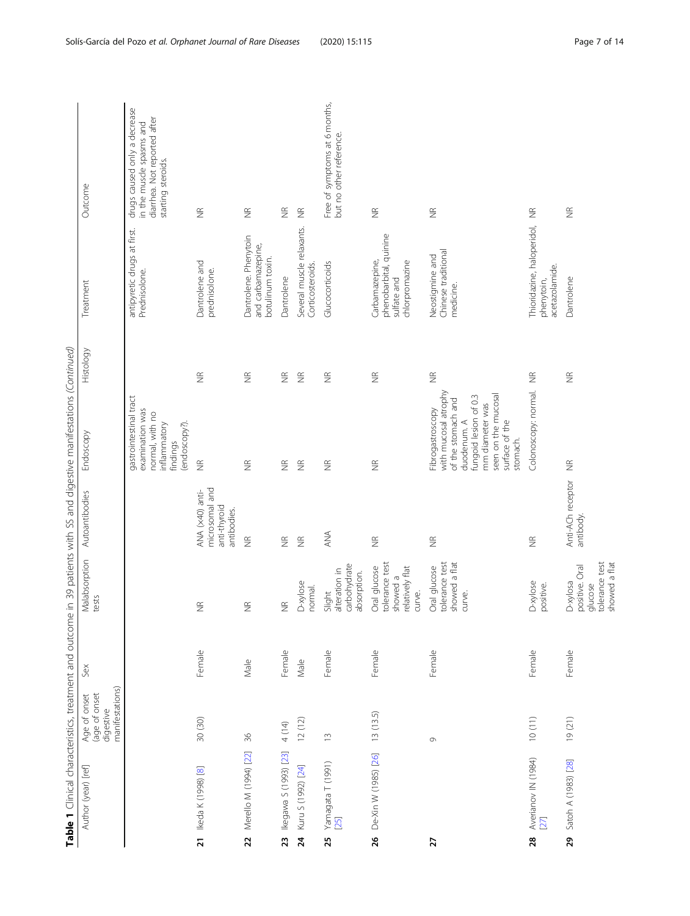**Table 1** Clinical characteristics, treatment and outcome in 39 patients with SS and digestive manifestations *(Continued)*

| | Author (year) [ref] | Age of onset (age of onset digestive manifestations) | Sex | Malabsorption tests | Autoantibodies | Endoscopy | Histology | Treatment | Outcome |
|---|---|---|---|---|---|---|---|---|---|
| | | | | | | gastrointestinal tract examination was normal, with no inflammatory findings (endoscopy?). | | antipyretic drugs at first. Prednisolone. | drugs caused only a decrease in the muscle spasms and diarrhea. Not reported after starting steroids. |
| **21** | Ikeda K (1998) [8] | 30 (30) | Female | NR | ANA (x40) anti-microsomal and anti-thyroid antibodies. | NR | NR | Dantrolene and prednisolone. | NR |
| **22** | Merello M (1994) [22] | 36 | Male | NR | NR | NR | NR | Dantrolene. Phenytoin and carbamazepine, botulinum toxin. | NR |
| **23** | Ikegawa S (1993) [23] | 4 (14) | Female | NR | NR | NR | NR | Dantrolene | NR |
| **24** | Kuru S (1992) [24] | 12 (12) | Male | D-xylose normal. | NR | NR | NR | Several muscle relaxants. Corticosteroids. | NR |
| **25** | Yamagata T (1991) [25] | 13 | Female | Slight alteration in carbohydrate absorption. | ANA | NR | NR | Glucocorticoids | Free of symptoms at 6 months, but no other reference. |
| **26** | De-Xin W (1985) [26] | 13 (13.5) | Female | Oral glucose tolerance test showed a relatively flat curve. | NR | NR | NR | Carbamazepine, phenobarbital, quinine sulfate and chlorpromazine | NR |
| **27** | | 9 | Female | Oral glucose tolerance test showed a flat curve. | NR | Fibrogastroscopy with mucosal atrophy of the stomach and duodenum. A fungoid lesion of 0.3 mm diameter was seen on the mucosal surface of the stomach. | NR | Neostigmine and Chinese traditional medicine. | NR |
| **28** | Averianov IN (1984) [27] | 10 (11) | Female | D-xylose positive. | NR | Colonoscopy: normal. | NR | Thioridazine, haloperidol, phenytoin, acetazolamide. | NR |
| **29** | Satoh A (1983) [28] | 19 (21) | Female | D-xylosa positive. Oral glucose tolerance test showed a flat | Anti-ACh receptor antibody. | NR | NR | Dantrolene | NR |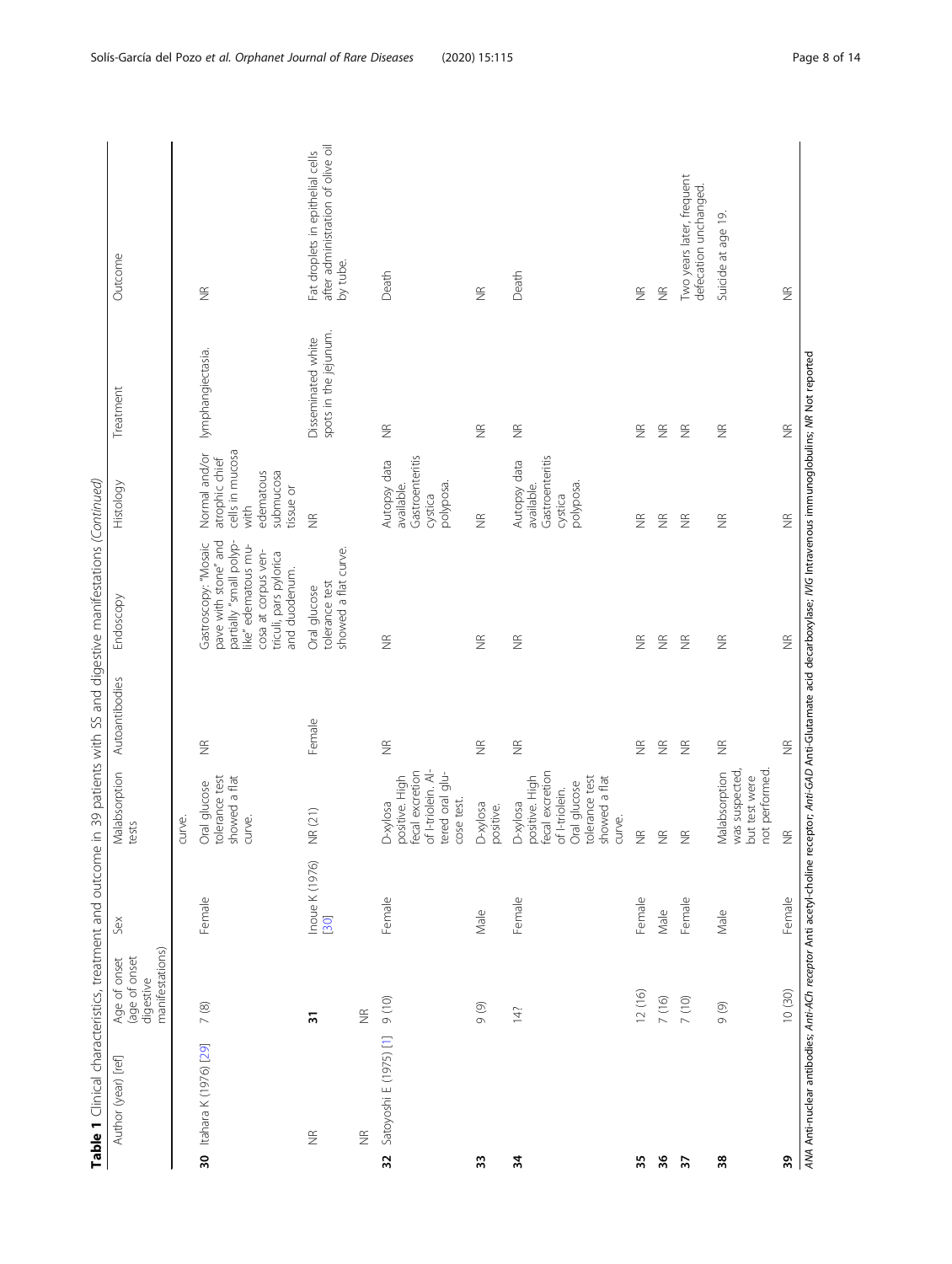**Table 1** Clinical characteristics, treatment and outcome in 39 patients with SS and digestive manifestations *(Continued)*

| | Author (year) [ref] | Age of onset (age of onset digestive manifestations) | Sex | Malabsorption tests | Autoantibodies | Endoscopy | Histology | Treatment | Outcome |
|---|---|---|---|---|---|---|---|---|---|
| | | | | curve. | | | | | |
| **30** | Itahara K (1976) [29] | 7 (8) | Female | Oral glucose tolerance test showed a flat curve. | NR | Gastroscopy: "Mosaic pave with stone" and partially "small polyp-like" edematous mucosa at corpus ventriculi, pars pylorica and duodenum. | Normal and/or atrophic chief cells in mucosa with edematous submucosa tissue or | lymphangiectasia. | NR |
| NR | | **31** | Inoue K (1976) [30] | NR (21) | Female | Oral glucose tolerance test showed a flat curve. | NR | Disseminated white spots in the jejunum. | Fat droplets in epithelial cells after administration of olive oil by tube. |
| NR | | | | | | | | | |
| **32** | Satoyoshi E (1975) [1] | 9 (10) | Female | D-xylosa positive. High fecal excretion of l-triolein. Altered oral glucose test. | NR | NR | Autopsy data available. Gastroenteritis cystica polyposa. | NR | Death |
| **33** | | 9 (9) | Male | D-xylosa positive. | NR | NR | NR | NR | NR |
| **34** | | 14? | Female | D-xylosa positive. High fecal excretion of l-triolein. Oral glucose tolerance test showed a flat curve. | NR | NR | Autopsy data available. Gastroenteritis cystica polyposa. | NR | Death |
| **35** | | 12 (16) | Female | NR | NR | NR | NR | NR | NR |
| **36** | | 7 (16) | Male | NR | NR | NR | NR | NR | NR |
| **37** | | 7 (10) | Female | NR | NR | NR | NR | NR | Two years later, frequent defecation unchanged. |
| **38** | | 9 (9) | Male | Malabsorption was suspected, but test were not performed. | NR | NR | NR | NR | Suicide at age 19. |
| **39** | | 10 (30) | Female | NR | NR | NR | NR | NR | NR |

*ANA* Anti-nuclear antibodies; *Anti-ACh receptor* Anti acetyl-choline receptor; *Anti-GAD* Anti-Glutamate acid decarboxylase; *IVIG* Intravenous immunoglobulins; *NR* Not reported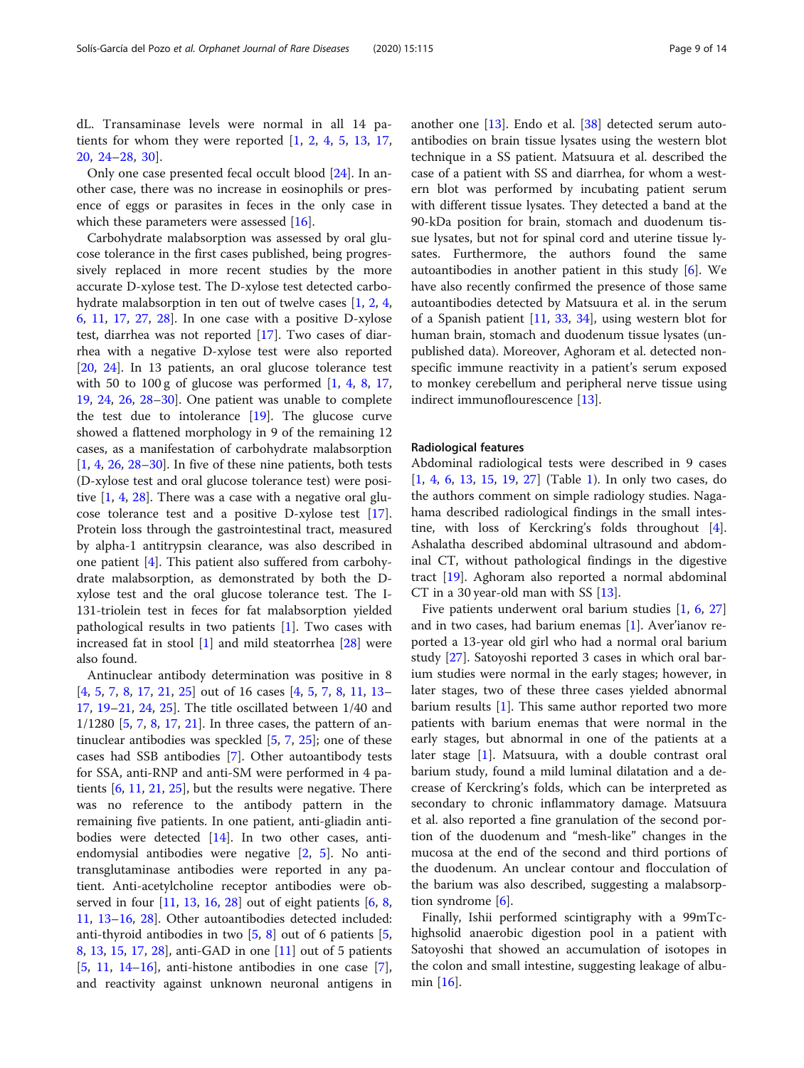dL. Transaminase levels were normal in all 14 patients for whom they were reported [1, 2, 4, 5, 13, 17, 20, 24–28, 30].

Only one case presented fecal occult blood [24]. In another case, there was no increase in eosinophils or presence of eggs or parasites in feces in the only case in which these parameters were assessed [16].

Carbohydrate malabsorption was assessed by oral glucose tolerance in the first cases published, being progressively replaced in more recent studies by the more accurate D-xylose test. The D-xylose test detected carbohydrate malabsorption in ten out of twelve cases [1, 2, 4, 6, 11, 17, 27, 28]. In one case with a positive D-xylose test, diarrhea was not reported [17]. Two cases of diarrhea with a negative D-xylose test were also reported [20, 24]. In 13 patients, an oral glucose tolerance test with 50 to 100 g of glucose was performed [1, 4, 8, 17, 19, 24, 26, 28–30]. One patient was unable to complete the test due to intolerance [19]. The glucose curve showed a flattened morphology in 9 of the remaining 12 cases, as a manifestation of carbohydrate malabsorption [1, 4, 26, 28–30]. In five of these nine patients, both tests (D-xylose test and oral glucose tolerance test) were positive [1, 4, 28]. There was a case with a negative oral glucose tolerance test and a positive D-xylose test [17]. Protein loss through the gastrointestinal tract, measured by alpha-1 antitrypsin clearance, was also described in one patient [4]. This patient also suffered from carbohydrate malabsorption, as demonstrated by both the D-xylose test and the oral glucose tolerance test. The I-131-triolein test in feces for fat malabsorption yielded pathological results in two patients [1]. Two cases with increased fat in stool [1] and mild steatorrhea [28] were also found.

Antinuclear antibody determination was positive in 8 [4, 5, 7, 8, 17, 21, 25] out of 16 cases [4, 5, 7, 8, 11, 13–17, 19–21, 24, 25]. The title oscillated between 1/40 and 1/1280 [5, 7, 8, 17, 21]. In three cases, the pattern of antinuclear antibodies was speckled [5, 7, 25]; one of these cases had SSB antibodies [7]. Other autoantibody tests for SSA, anti-RNP and anti-SM were performed in 4 patients [6, 11, 21, 25], but the results were negative. There was no reference to the antibody pattern in the remaining five patients. In one patient, anti-gliadin antibodies were detected [14]. In two other cases, anti-endomysial antibodies were negative [2, 5]. No anti-transglutaminase antibodies were reported in any patient. Anti-acetylcholine receptor antibodies were observed in four [11, 13, 16, 28] out of eight patients [6, 8, 11, 13–16, 28]. Other autoantibodies detected included: anti-thyroid antibodies in two [5, 8] out of 6 patients [5, 8, 13, 15, 17, 28], anti-GAD in one [11] out of 5 patients [5, 11, 14–16], anti-histone antibodies in one case [7], and reactivity against unknown neuronal antigens in another one [13]. Endo et al. [38] detected serum autoantibodies on brain tissue lysates using the western blot technique in a SS patient. Matsuura et al. described the case of a patient with SS and diarrhea, for whom a western blot was performed by incubating patient serum with different tissue lysates. They detected a band at the 90-kDa position for brain, stomach and duodenum tissue lysates, but not for spinal cord and uterine tissue lysates. Furthermore, the authors found the same autoantibodies in another patient in this study [6]. We have also recently confirmed the presence of those same autoantibodies detected by Matsuura et al. in the serum of a Spanish patient [11, 33, 34], using western blot for human brain, stomach and duodenum tissue lysates (unpublished data). Moreover, Aghoram et al. detected non-specific immune reactivity in a patient's serum exposed to monkey cerebellum and peripheral nerve tissue using indirect immunoflourescence [13].

### Radiological features

Abdominal radiological tests were described in 9 cases [1, 4, 6, 13, 15, 19, 27] (Table 1). In only two cases, do the authors comment on simple radiology studies. Nagahama described radiological findings in the small intestine, with loss of Kerckring's folds throughout [4]. Ashalatha described abdominal ultrasound and abdominal CT, without pathological findings in the digestive tract [19]. Aghoram also reported a normal abdominal CT in a 30 year-old man with SS [13].

Five patients underwent oral barium studies [1, 6, 27] and in two cases, had barium enemas [1]. Aver'ianov reported a 13-year old girl who had a normal oral barium study [27]. Satoyoshi reported 3 cases in which oral barium studies were normal in the early stages; however, in later stages, two of these three cases yielded abnormal barium results [1]. This same author reported two more patients with barium enemas that were normal in the early stages, but abnormal in one of the patients at a later stage [1]. Matsuura, with a double contrast oral barium study, found a mild luminal dilatation and a decrease of Kerckring's folds, which can be interpreted as secondary to chronic inflammatory damage. Matsuura et al. also reported a fine granulation of the second portion of the duodenum and "mesh-like" changes in the mucosa at the end of the second and third portions of the duodenum. An unclear contour and flocculation of the barium was also described, suggesting a malabsorption syndrome [6].

Finally, Ishii performed scintigraphy with a 99mTc-highsolid anaerobic digestion pool in a patient with Satoyoshi that showed an accumulation of isotopes in the colon and small intestine, suggesting leakage of albumin [16].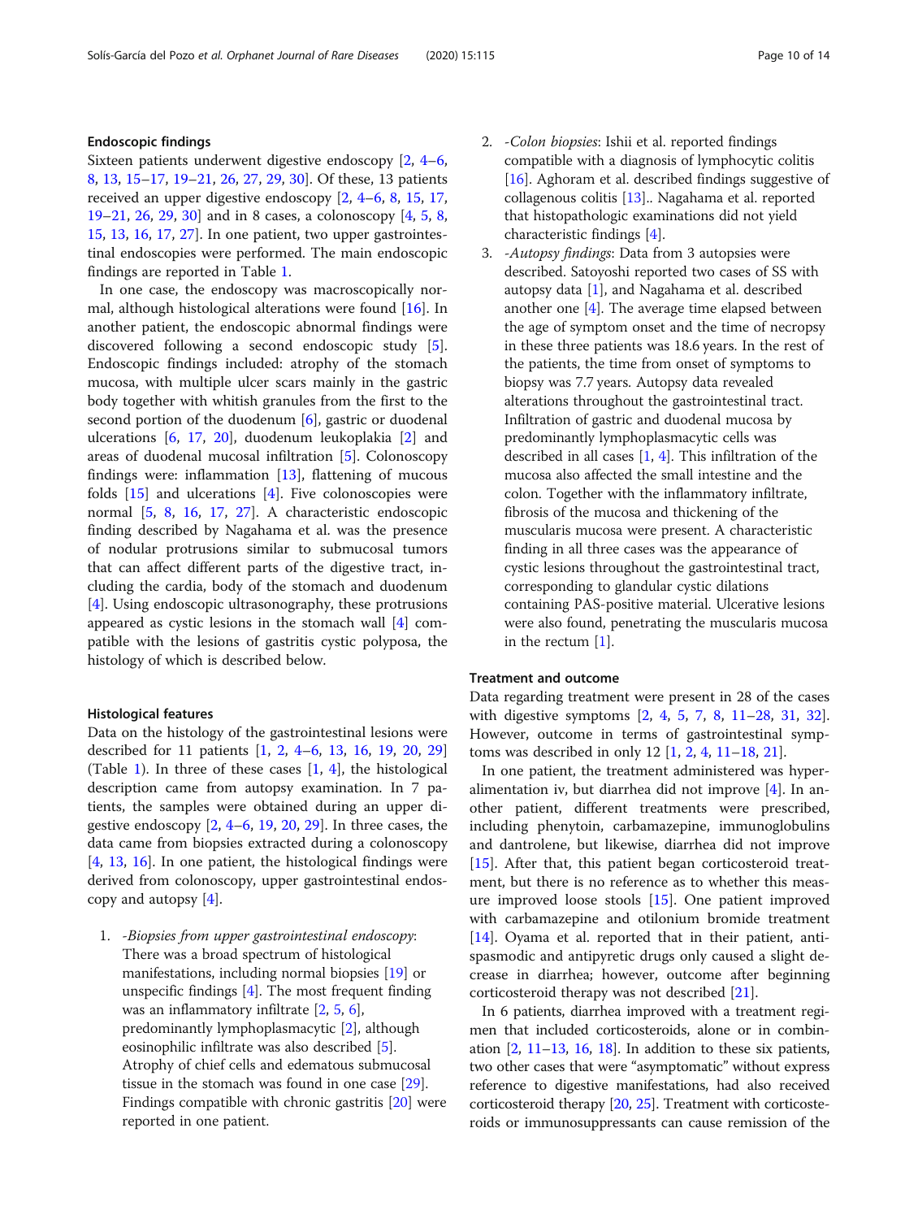#### Endoscopic findings

Sixteen patients underwent digestive endoscopy [2, 4–6, 8, 13, 15–17, 19–21, 26, 27, 29, 30]. Of these, 13 patients received an upper digestive endoscopy [2, 4–6, 8, 15, 17, 19–21, 26, 29, 30] and in 8 cases, a colonoscopy [4, 5, 8, 15, 13, 16, 17, 27]. In one patient, two upper gastrointestinal endoscopies were performed. The main endoscopic findings are reported in Table 1.

In one case, the endoscopy was macroscopically normal, although histological alterations were found [16]. In another patient, the endoscopic abnormal findings were discovered following a second endoscopic study [5]. Endoscopic findings included: atrophy of the stomach mucosa, with multiple ulcer scars mainly in the gastric body together with whitish granules from the first to the second portion of the duodenum [6], gastric or duodenal ulcerations [6, 17, 20], duodenum leukoplakia [2] and areas of duodenal mucosal infiltration [5]. Colonoscopy findings were: inflammation [13], flattening of mucous folds [15] and ulcerations [4]. Five colonoscopies were normal [5, 8, 16, 17, 27]. A characteristic endoscopic finding described by Nagahama et al. was the presence of nodular protrusions similar to submucosal tumors that can affect different parts of the digestive tract, including the cardia, body of the stomach and duodenum [4]. Using endoscopic ultrasonography, these protrusions appeared as cystic lesions in the stomach wall [4] compatible with the lesions of gastritis cystic polyposa, the histology of which is described below.

#### Histological features

Data on the histology of the gastrointestinal lesions were described for 11 patients [1, 2, 4–6, 13, 16, 19, 20, 29] (Table 1). In three of these cases [1, 4], the histological description came from autopsy examination. In 7 patients, the samples were obtained during an upper digestive endoscopy [2, 4–6, 19, 20, 29]. In three cases, the data came from biopsies extracted during a colonoscopy [4, 13, 16]. In one patient, the histological findings were derived from colonoscopy, upper gastrointestinal endoscopy and autopsy [4].

1. *-Biopsies from upper gastrointestinal endoscopy*: There was a broad spectrum of histological manifestations, including normal biopsies [19] or unspecific findings [4]. The most frequent finding was an inflammatory infiltrate [2, 5, 6], predominantly lymphoplasmacytic [2], although eosinophilic infiltrate was also described [5]. Atrophy of chief cells and edematous submucosal tissue in the stomach was found in one case [29]. Findings compatible with chronic gastritis [20] were reported in one patient.
2. *-Colon biopsies*: Ishii et al. reported findings compatible with a diagnosis of lymphocytic colitis [16]. Aghoram et al. described findings suggestive of collagenous colitis [13].. Nagahama et al. reported that histopathologic examinations did not yield characteristic findings [4].
3. *-Autopsy findings*: Data from 3 autopsies were described. Satoyoshi reported two cases of SS with autopsy data [1], and Nagahama et al. described another one [4]. The average time elapsed between the age of symptom onset and the time of necropsy in these three patients was 18.6 years. In the rest of the patients, the time from onset of symptoms to biopsy was 7.7 years. Autopsy data revealed alterations throughout the gastrointestinal tract. Infiltration of gastric and duodenal mucosa by predominantly lymphoplasmacytic cells was described in all cases [1, 4]. This infiltration of the mucosa also affected the small intestine and the colon. Together with the inflammatory infiltrate, fibrosis of the mucosa and thickening of the muscularis mucosa were present. A characteristic finding in all three cases was the appearance of cystic lesions throughout the gastrointestinal tract, corresponding to glandular cystic dilations containing PAS-positive material. Ulcerative lesions were also found, penetrating the muscularis mucosa in the rectum [1].

#### Treatment and outcome

Data regarding treatment were present in 28 of the cases with digestive symptoms [2, 4, 5, 7, 8, 11–28, 31, 32]. However, outcome in terms of gastrointestinal symptoms was described in only 12 [1, 2, 4, 11–18, 21].

In one patient, the treatment administered was hyperalimentation iv, but diarrhea did not improve [4]. In another patient, different treatments were prescribed, including phenytoin, carbamazepine, immunoglobulins and dantrolene, but likewise, diarrhea did not improve [15]. After that, this patient began corticosteroid treatment, but there is no reference as to whether this measure improved loose stools [15]. One patient improved with carbamazepine and otilonium bromide treatment [14]. Oyama et al. reported that in their patient, antispasmodic and antipyretic drugs only caused a slight decrease in diarrhea; however, outcome after beginning corticosteroid therapy was not described [21].

In 6 patients, diarrhea improved with a treatment regimen that included corticosteroids, alone or in combination [2, 11–13, 16, 18]. In addition to these six patients, two other cases that were "asymptomatic" without express reference to digestive manifestations, had also received corticosteroid therapy [20, 25]. Treatment with corticosteroids or immunosuppressants can cause remission of the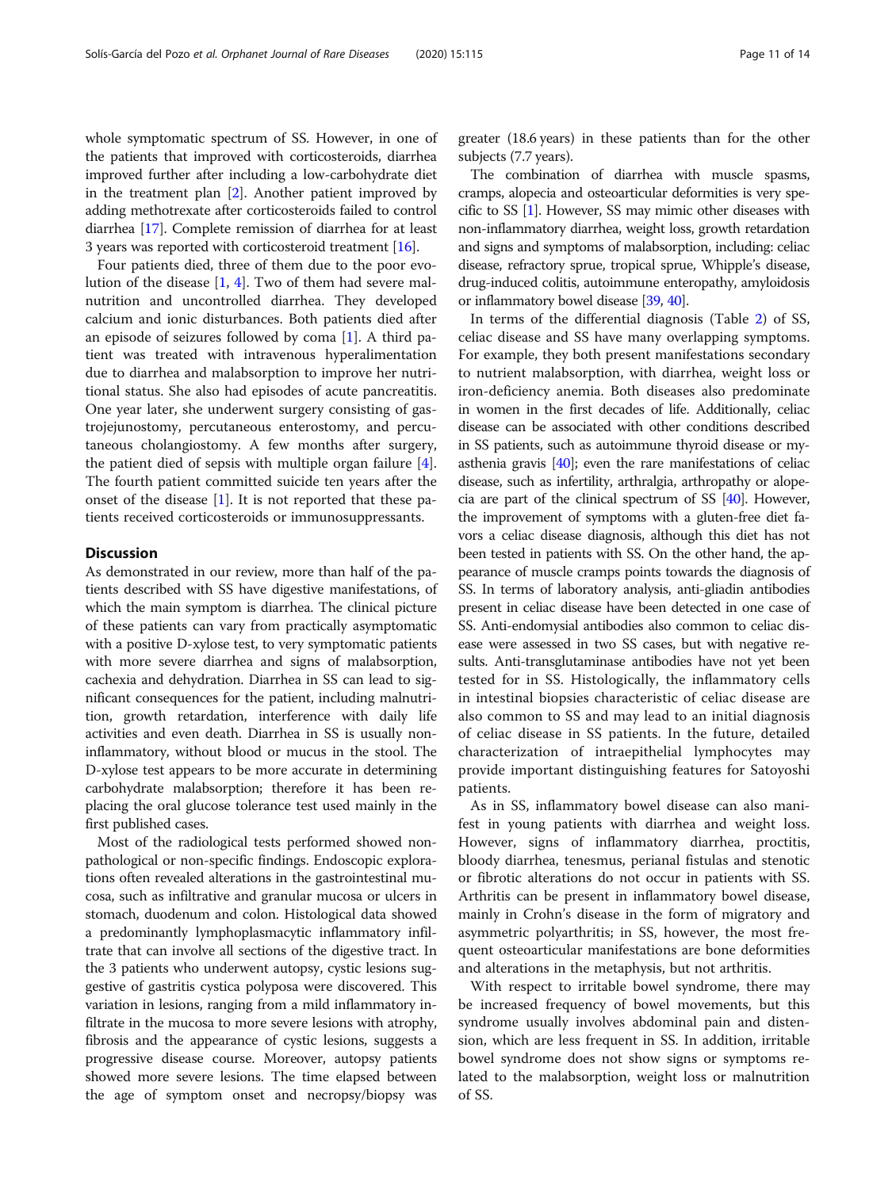whole symptomatic spectrum of SS. However, in one of the patients that improved with corticosteroids, diarrhea improved further after including a low-carbohydrate diet in the treatment plan [2]. Another patient improved by adding methotrexate after corticosteroids failed to control diarrhea [17]. Complete remission of diarrhea for at least 3 years was reported with corticosteroid treatment [16].

Four patients died, three of them due to the poor evolution of the disease [1, 4]. Two of them had severe malnutrition and uncontrolled diarrhea. They developed calcium and ionic disturbances. Both patients died after an episode of seizures followed by coma [1]. A third patient was treated with intravenous hyperalimentation due to diarrhea and malabsorption to improve her nutritional status. She also had episodes of acute pancreatitis. One year later, she underwent surgery consisting of gastrojejunostomy, percutaneous enterostomy, and percutaneous cholangiostomy. A few months after surgery, the patient died of sepsis with multiple organ failure [4]. The fourth patient committed suicide ten years after the onset of the disease [1]. It is not reported that these patients received corticosteroids or immunosuppressants.

## Discussion

As demonstrated in our review, more than half of the patients described with SS have digestive manifestations, of which the main symptom is diarrhea. The clinical picture of these patients can vary from practically asymptomatic with a positive D-xylose test, to very symptomatic patients with more severe diarrhea and signs of malabsorption, cachexia and dehydration. Diarrhea in SS can lead to significant consequences for the patient, including malnutrition, growth retardation, interference with daily life activities and even death. Diarrhea in SS is usually non-inflammatory, without blood or mucus in the stool. The D-xylose test appears to be more accurate in determining carbohydrate malabsorption; therefore it has been replacing the oral glucose tolerance test used mainly in the first published cases.

Most of the radiological tests performed showed non-pathological or non-specific findings. Endoscopic explorations often revealed alterations in the gastrointestinal mucosa, such as infiltrative and granular mucosa or ulcers in stomach, duodenum and colon. Histological data showed a predominantly lymphoplasmacytic inflammatory infiltrate that can involve all sections of the digestive tract. In the 3 patients who underwent autopsy, cystic lesions suggestive of gastritis cystica polyposa were discovered. This variation in lesions, ranging from a mild inflammatory infiltrate in the mucosa to more severe lesions with atrophy, fibrosis and the appearance of cystic lesions, suggests a progressive disease course. Moreover, autopsy patients showed more severe lesions. The time elapsed between the age of symptom onset and necropsy/biopsy was greater (18.6 years) in these patients than for the other subjects (7.7 years).

The combination of diarrhea with muscle spasms, cramps, alopecia and osteoarticular deformities is very specific to SS [1]. However, SS may mimic other diseases with non-inflammatory diarrhea, weight loss, growth retardation and signs and symptoms of malabsorption, including: celiac disease, refractory sprue, tropical sprue, Whipple's disease, drug-induced colitis, autoimmune enteropathy, amyloidosis or inflammatory bowel disease [39, 40].

In terms of the differential diagnosis (Table 2) of SS, celiac disease and SS have many overlapping symptoms. For example, they both present manifestations secondary to nutrient malabsorption, with diarrhea, weight loss or iron-deficiency anemia. Both diseases also predominate in women in the first decades of life. Additionally, celiac disease can be associated with other conditions described in SS patients, such as autoimmune thyroid disease or myasthenia gravis [40]; even the rare manifestations of celiac disease, such as infertility, arthralgia, arthropathy or alopecia are part of the clinical spectrum of SS [40]. However, the improvement of symptoms with a gluten-free diet favors a celiac disease diagnosis, although this diet has not been tested in patients with SS. On the other hand, the appearance of muscle cramps points towards the diagnosis of SS. In terms of laboratory analysis, anti-gliadin antibodies present in celiac disease have been detected in one case of SS. Anti-endomysial antibodies also common to celiac disease were assessed in two SS cases, but with negative results. Anti-transglutaminase antibodies have not yet been tested for in SS. Histologically, the inflammatory cells in intestinal biopsies characteristic of celiac disease are also common to SS and may lead to an initial diagnosis of celiac disease in SS patients. In the future, detailed characterization of intraepithelial lymphocytes may provide important distinguishing features for Satoyoshi patients.

As in SS, inflammatory bowel disease can also manifest in young patients with diarrhea and weight loss. However, signs of inflammatory diarrhea, proctitis, bloody diarrhea, tenesmus, perianal fistulas and stenotic or fibrotic alterations do not occur in patients with SS. Arthritis can be present in inflammatory bowel disease, mainly in Crohn's disease in the form of migratory and asymmetric polyarthritis; in SS, however, the most frequent osteoarticular manifestations are bone deformities and alterations in the metaphysis, but not arthritis.

With respect to irritable bowel syndrome, there may be increased frequency of bowel movements, but this syndrome usually involves abdominal pain and distension, which are less frequent in SS. In addition, irritable bowel syndrome does not show signs or symptoms related to the malabsorption, weight loss or malnutrition of SS.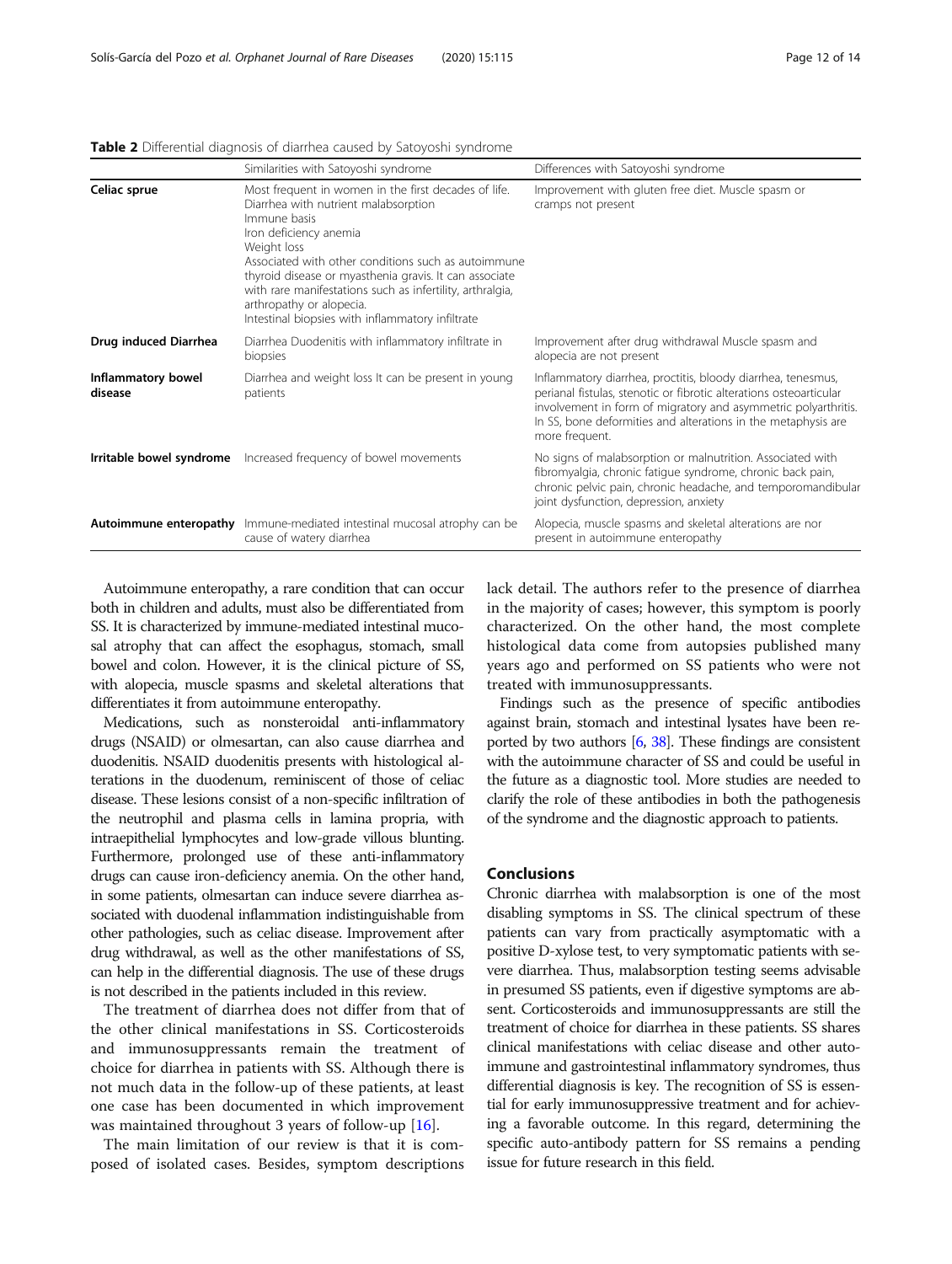**Table 2** Differential diagnosis of diarrhea caused by Satoyoshi syndrome

| | Similarities with Satoyoshi syndrome | Differences with Satoyoshi syndrome |
|---|---|---|
| **Celiac sprue** | Most frequent in women in the first decades of life. Diarrhea with nutrient malabsorption<br>Immune basis<br>Iron deficiency anemia<br>Weight loss<br>Associated with other conditions such as autoimmune thyroid disease or myasthenia gravis. It can associate with rare manifestations such as infertility, arthralgia, arthropathy or alopecia.<br>Intestinal biopsies with inflammatory infiltrate | Improvement with gluten free diet. Muscle spasm or cramps not present |
| **Drug induced Diarrhea** | Diarrhea Duodenitis with inflammatory infiltrate in biopsies | Improvement after drug withdrawal Muscle spasm and alopecia are not present |
| **Inflammatory bowel disease** | Diarrhea and weight loss It can be present in young patients | Inflammatory diarrhea, proctitis, bloody diarrhea, tenesmus, perianal fistulas, stenotic or fibrotic alterations osteoarticular involvement in form of migratory and asymmetric polyarthritis. In SS, bone deformities and alterations in the metaphysis are more frequent. |
| **Irritable bowel syndrome** | Increased frequency of bowel movements | No signs of malabsorption or malnutrition. Associated with fibromyalgia, chronic fatigue syndrome, chronic back pain, chronic pelvic pain, chronic headache, and temporomandibular joint dysfunction, depression, anxiety |
| **Autoimmune enteropathy** | Immune-mediated intestinal mucosal atrophy can be cause of watery diarrhea | Alopecia, muscle spasms and skeletal alterations are nor present in autoimmune enteropathy |

Autoimmune enteropathy, a rare condition that can occur both in children and adults, must also be differentiated from SS. It is characterized by immune-mediated intestinal mucosal atrophy that can affect the esophagus, stomach, small bowel and colon. However, it is the clinical picture of SS, with alopecia, muscle spasms and skeletal alterations that differentiates it from autoimmune enteropathy.

Medications, such as nonsteroidal anti-inflammatory drugs (NSAID) or olmesartan, can also cause diarrhea and duodenitis. NSAID duodenitis presents with histological alterations in the duodenum, reminiscent of those of celiac disease. These lesions consist of a non-specific infiltration of the neutrophil and plasma cells in lamina propria, with intraepithelial lymphocytes and low-grade villous blunting. Furthermore, prolonged use of these anti-inflammatory drugs can cause iron-deficiency anemia. On the other hand, in some patients, olmesartan can induce severe diarrhea associated with duodenal inflammation indistinguishable from other pathologies, such as celiac disease. Improvement after drug withdrawal, as well as the other manifestations of SS, can help in the differential diagnosis. The use of these drugs is not described in the patients included in this review.

The treatment of diarrhea does not differ from that of the other clinical manifestations in SS. Corticosteroids and immunosuppressants remain the treatment of choice for diarrhea in patients with SS. Although there is not much data in the follow-up of these patients, at least one case has been documented in which improvement was maintained throughout 3 years of follow-up [16].

The main limitation of our review is that it is composed of isolated cases. Besides, symptom descriptions lack detail. The authors refer to the presence of diarrhea in the majority of cases; however, this symptom is poorly characterized. On the other hand, the most complete histological data come from autopsies published many years ago and performed on SS patients who were not treated with immunosuppressants.

Findings such as the presence of specific antibodies against brain, stomach and intestinal lysates have been reported by two authors [6, 38]. These findings are consistent with the autoimmune character of SS and could be useful in the future as a diagnostic tool. More studies are needed to clarify the role of these antibodies in both the pathogenesis of the syndrome and the diagnostic approach to patients.

## Conclusions

Chronic diarrhea with malabsorption is one of the most disabling symptoms in SS. The clinical spectrum of these patients can vary from practically asymptomatic with a positive D-xylose test, to very symptomatic patients with severe diarrhea. Thus, malabsorption testing seems advisable in presumed SS patients, even if digestive symptoms are absent. Corticosteroids and immunosuppressants are still the treatment of choice for diarrhea in these patients. SS shares clinical manifestations with celiac disease and other autoimmune and gastrointestinal inflammatory syndromes, thus differential diagnosis is key. The recognition of SS is essential for early immunosuppressive treatment and for achieving a favorable outcome. In this regard, determining the specific auto-antibody pattern for SS remains a pending issue for future research in this field.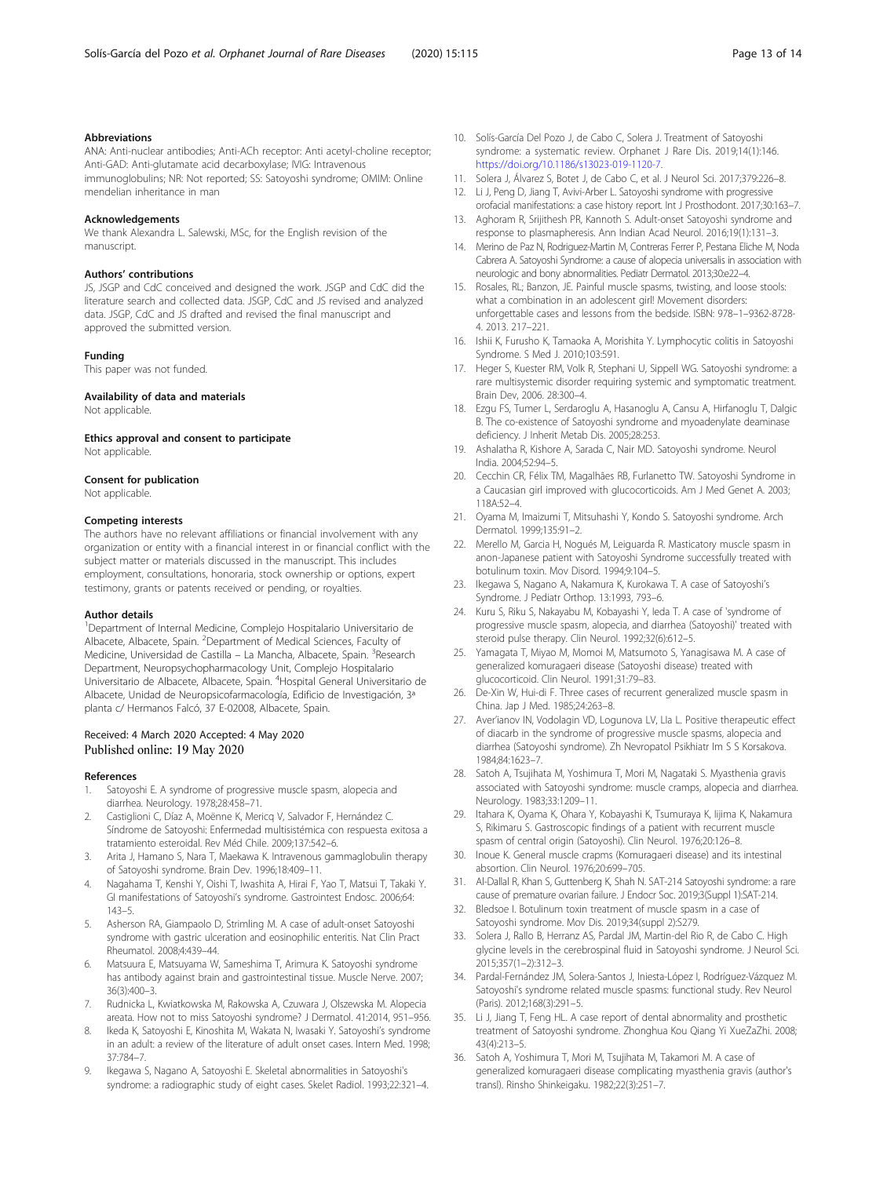## Abbreviations

ANA: Anti-nuclear antibodies; Anti-ACh receptor: Anti acetyl-choline receptor; Anti-GAD: Anti-glutamate acid decarboxylase; IVIG: Intravenous immunoglobulins; NR: Not reported; SS: Satoyoshi syndrome; OMIM: Online mendelian inheritance in man

## Acknowledgements

We thank Alexandra L. Salewski, MSc, for the English revision of the manuscript.

## Authors' contributions

JS, JSGP and CdC conceived and designed the work. JSGP and CdC did the literature search and collected data. JSGP, CdC and JS revised and analyzed data. JSGP, CdC and JS drafted and revised the final manuscript and approved the submitted version.

## Funding

This paper was not funded.

## Availability of data and materials

Not applicable.

## Ethics approval and consent to participate

Not applicable.

## Consent for publication

Not applicable.

## Competing interests

The authors have no relevant affiliations or financial involvement with any organization or entity with a financial interest in or financial conflict with the subject matter or materials discussed in the manuscript. This includes employment, consultations, honoraria, stock ownership or options, expert testimony, grants or patents received or pending, or royalties.

## Author details

[1]Department of Internal Medicine, Complejo Hospitalario Universitario de Albacete, Albacete, Spain. [2]Department of Medical Sciences, Faculty of Medicine, Universidad de Castilla – La Mancha, Albacete, Spain. [3]Research Department, Neuropsychopharmacology Unit, Complejo Hospitalario Universitario de Albacete, Albacete, Spain. [4]Hospital General Universitario de Albacete, Unidad de Neuropsicofarmacología, Edificio de Investigación, 3ª planta c/ Hermanos Falcó, 37 E-02008, Albacete, Spain.

Received: 4 March 2020 Accepted: 4 May 2020
Published online: 19 May 2020

## References

1. Satoyoshi E. A syndrome of progressive muscle spasm, alopecia and diarrhea. Neurology. 1978;28:458–71.
2. Castiglioni C, Díaz A, Moënne K, Mericq V, Salvador F, Hernández C. Síndrome de Satoyoshi: Enfermedad multisistémica con respuesta exitosa a tratamiento esteroidal. Rev Méd Chile. 2009;137:542–6.
3. Arita J, Hamano S, Nara T, Maekawa K. Intravenous gammaglobulin therapy of Satoyoshi syndrome. Brain Dev. 1996;18:409–11.
4. Nagahama T, Kenshi Y, Oishi T, Iwashita A, Hirai F, Yao T, Matsui T, Takaki Y. GI manifestations of Satoyoshi's syndrome. Gastrointest Endosc. 2006;64:143–5.
5. Asherson RA, Giampaolo D, Strimling M. A case of adult-onset Satoyoshi syndrome with gastric ulceration and eosinophilic enteritis. Nat Clin Pract Rheumatol. 2008;4:439–44.
6. Matsuura E, Matsuyama W, Sameshima T, Arimura K. Satoyoshi syndrome has antibody against brain and gastrointestinal tissue. Muscle Nerve. 2007;36(3):400–3.
7. Rudnicka L, Kwiatkowska M, Rakowska A, Czuwara J, Olszewska M. Alopecia areata. How not to miss Satoyoshi syndrome? J Dermatol. 41:2014, 951–956.
8. Ikeda K, Satoyoshi E, Kinoshita M, Wakata N, Iwasaki Y. Satoyoshi's syndrome in an adult: a review of the literature of adult onset cases. Intern Med. 1998;37:784–7.
9. Ikegawa S, Nagano A, Satoyoshi E. Skeletal abnormalities in Satoyoshi's syndrome: a radiographic study of eight cases. Skelet Radiol. 1993;22:321–4.
10. Solís-García Del Pozo J, de Cabo C, Solera J. Treatment of Satoyoshi syndrome: a systematic review. Orphanet J Rare Dis. 2019;14(1):146. https://doi.org/10.1186/s13023-019-1120-7.
11. Solera J, Álvarez S, Botet J, de Cabo C, et al. J Neurol Sci. 2017;379:226–8.
12. Li J, Peng D, Jiang T, Avivi-Arber L. Satoyoshi syndrome with progressive orofacial manifestations: a case history report. Int J Prosthodont. 2017;30:163–7.
13. Aghoram R, Srijithesh PR, Kannoth S. Adult-onset Satoyoshi syndrome and response to plasmapheresis. Ann Indian Acad Neurol. 2016;19(1):131–3.
14. Merino de Paz N, Rodriguez-Martin M, Contreras Ferrer P, Pestana Eliche M, Noda Cabrera A. Satoyoshi Syndrome: a cause of alopecia universalis in association with neurologic and bony abnormalities. Pediatr Dermatol. 2013;30:e22–4.
15. Rosales, RL; Banzon, JE. Painful muscle spasms, twisting, and loose stools: what a combination in an adolescent girl! Movement disorders: unforgettable cases and lessons from the bedside. ISBN: 978–1–9362-8728-4. 2013. 217–221.
16. Ishii K, Furusho K, Tamaoka A, Morishita Y. Lymphocytic colitis in Satoyoshi Syndrome. S Med J. 2010;103:591.
17. Heger S, Kuester RM, Volk R, Stephani U, Sippell WG. Satoyoshi syndrome: a rare multisystemic disorder requiring systemic and symptomatic treatment. Brain Dev, 2006. 28:300–4.
18. Ezgu FS, Tumer L, Serdaroglu A, Hasanoglu A, Cansu A, Hirfanoglu T, Dalgic B. The co-existence of Satoyoshi syndrome and myoadenylate deaminase deficiency. J Inherit Metab Dis. 2005;28:253.
19. Ashalatha R, Kishore A, Sarada C, Nair MD. Satoyoshi syndrome. Neurol India. 2004;52:94–5.
20. Cecchin CR, Félix TM, Magalhães RB, Furlanetto TW. Satoyoshi Syndrome in a Caucasian girl improved with glucocorticoids. Am J Med Genet A. 2003; 118A:52–4.
21. Oyama M, Imaizumi T, Mitsuhashi Y, Kondo S. Satoyoshi syndrome. Arch Dermatol. 1999;135:91–2.
22. Merello M, Garcia H, Nogués M, Leiguarda R. Masticatory muscle spasm in anon-Japanese patient with Satoyoshi Syndrome successfully treated with botulinum toxin. Mov Disord. 1994;9:104–5.
23. Ikegawa S, Nagano A, Nakamura K, Kurokawa T. A case of Satoyoshi's Syndrome. J Pediatr Orthop. 13:1993, 793–6.
24. Kuru S, Riku S, Nakayabu M, Kobayashi Y, Ieda T. A case of 'syndrome of progressive muscle spasm, alopecia, and diarrhea (Satoyoshi)' treated with steroid pulse therapy. Clin Neurol. 1992;32(6):612–5.
25. Yamagata T, Miyao M, Momoi M, Matsumoto S, Yanagisawa M. A case of generalized komuragaeri disease (Satoyoshi disease) treated with glucocorticoid. Clin Neurol. 1991;31:79–83.
26. De-Xin W, Hui-di F. Three cases of recurrent generalized muscle spasm in China. Jap J Med. 1985;24:263–8.
27. Aver'ianov IN, Vodolagin VD, Logunova LV, Lla L. Positive therapeutic effect of diacarb in the syndrome of progressive muscle spasms, alopecia and diarrhea (Satoyoshi syndrome). Zh Nevropatol Psikhiatr Im S S Korsakova. 1984;84:1623–7.
28. Satoh A, Tsujihata M, Yoshimura T, Mori M, Nagataki S. Myasthenia gravis associated with Satoyoshi syndrome: muscle cramps, alopecia and diarrhea. Neurology. 1983;33:1209–11.
29. Itahara K, Oyama K, Ohara Y, Kobayashi K, Tsumuraya K, Iijima K, Nakamura S, Rikimaru S. Gastroscopic findings of a patient with recurrent muscle spasm of central origin (Satoyoshi). Clin Neurol. 1976;20:126–8.
30. Inoue K. General muscle crapms (Komuragaeri disease) and its intestinal absortion. Clin Neurol. 1976;20:699–705.
31. Al-Dallal R, Khan S, Guttenberg K, Shah N. SAT-214 Satoyoshi syndrome: a rare cause of premature ovarian failure. J Endocr Soc. 2019;3(Suppl 1):SAT-214.
32. Bledsoe I. Botulinum toxin treatment of muscle spasm in a case of Satoyoshi syndrome. Mov Dis. 2019;34(suppl 2):S279.
33. Solera J, Rallo B, Herranz AS, Pardal JM, Martin-del Rio R, de Cabo C. High glycine levels in the cerebrospinal fluid in Satoyoshi syndrome. J Neurol Sci. 2015;357(1–2):312–3.
34. Pardal-Fernández JM, Solera-Santos J, Iniesta-López I, Rodríguez-Vázquez M. Satoyoshi's syndrome related muscle spasms: functional study. Rev Neurol (Paris). 2012;168(3):291–5.
35. Li J, Jiang T, Feng HL. A case report of dental abnormality and prosthetic treatment of Satoyoshi syndrome. Zhonghua Kou Qiang Yi XueZaZhi. 2008;43(4):213–5.
36. Satoh A, Yoshimura T, Mori M, Tsujihata M, Takamori M. A case of generalized komuragaeri disease complicating myasthenia gravis (author's transl). Rinsho Shinkeigaku. 1982;22(3):251–7.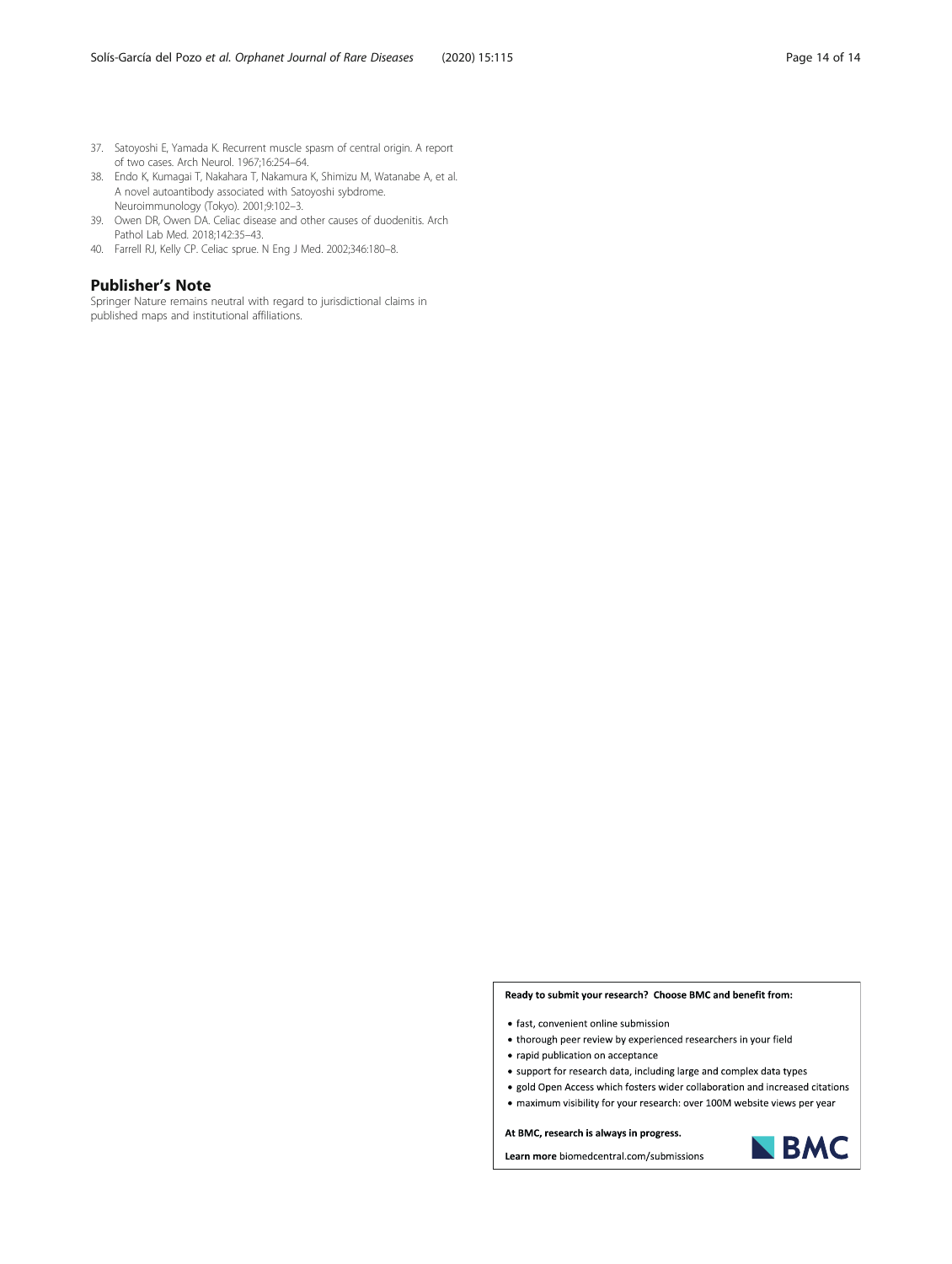37. Satoyoshi E, Yamada K. Recurrent muscle spasm of central origin. A report of two cases. Arch Neurol. 1967;16:254–64.
38. Endo K, Kumagai T, Nakahara T, Nakamura K, Shimizu M, Watanabe A, et al. A novel autoantibody associated with Satoyoshi sybdrome. Neuroimmunology (Tokyo). 2001;9:102–3.
39. Owen DR, Owen DA. Celiac disease and other causes of duodenitis. Arch Pathol Lab Med. 2018;142:35–43.
40. Farrell RJ, Kelly CP. Celiac sprue. N Eng J Med. 2002;346:180–8.

## Publisher's Note

Springer Nature remains neutral with regard to jurisdictional claims in published maps and institutional affiliations.

**Ready to submit your research? Choose BMC and benefit from:**

- fast, convenient online submission
- thorough peer review by experienced researchers in your field
- rapid publication on acceptance
- support for research data, including large and complex data types
- gold Open Access which fosters wider collaboration and increased citations
- maximum visibility for your research: over 100M website views per year

**At BMC, research is always in progress.**

**Learn more** biomedcentral.com/submissions